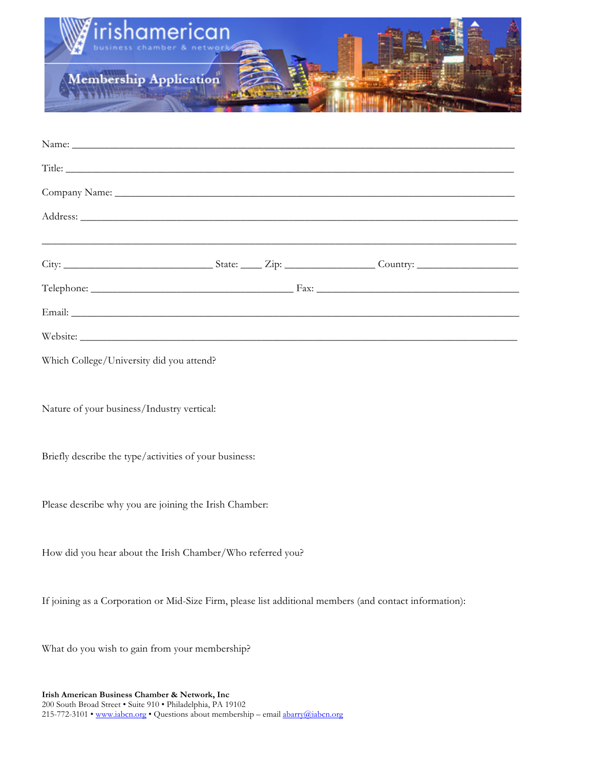# irishamerican

business chamber & network

## Membership Application

Name: ___________________________________________________________________________

Title: ____________________________________________________________________________

Company Name: ____________________________________________________________________

Address: __________________________________________________________________________

_________________________________________________________________________________

City: ___________________________ State: ____ Zip: ________________ Country: __________________

Telephone: ____________________________________ Fax: _____________________________________

Email: ___________________________________________________________________________

Website: _________________________________________________________________________

Which College/University did you attend?

Nature of your business/Industry vertical:

Briefly describe the type/activities of your business:

Please describe why you are joining the Irish Chamber:

How did you hear about the Irish Chamber/Who referred you?

If joining as a Corporation or Mid-Size Firm, please list additional members (and contact information):

What do you wish to gain from your membership?

**Irish American Business Chamber & Network, Inc**
200 South Broad Street • Suite 910 • Philadelphia, PA 19102
215-772-3101 • www.iabcn.org • Questions about membership – email abarry@iabcn.org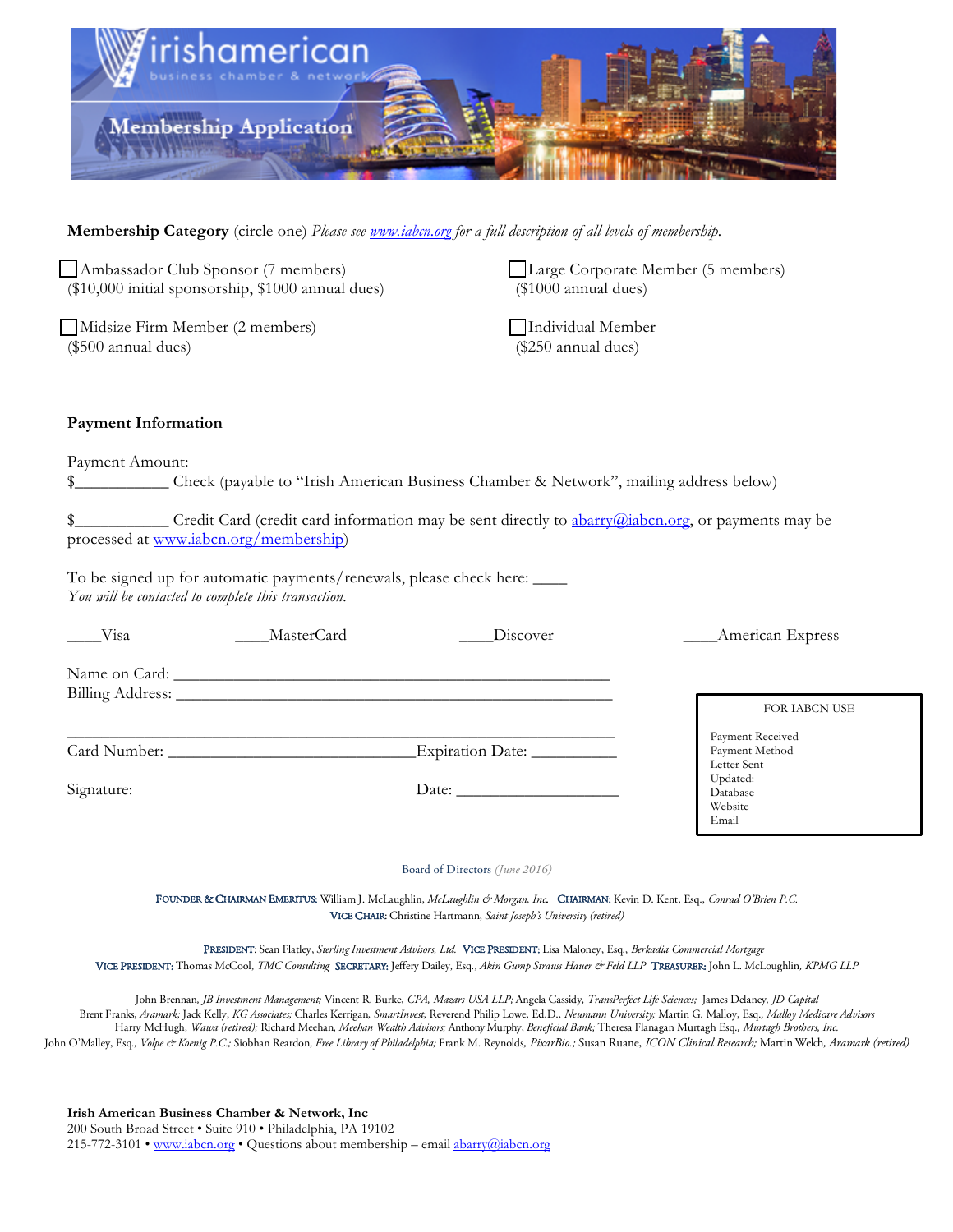# irishamerican business chamber & network

## Membership Application

**Membership Category** (circle one) *Please see [www.iabcn.org](http://www.iabcn.org) for a full description of all levels of membership.*

☐ Ambassador Club Sponsor (7 members)
($10,000 initial sponsorship, $1000 annual dues)

☐ Large Corporate Member (5 members)
($1000 annual dues)

☐ Midsize Firm Member (2 members)
($500 annual dues)

☐ Individual Member
($250 annual dues)

**Payment Information**

Payment Amount:

$___________ Check (payable to "Irish American Business Chamber & Network", mailing address below)

$___________ Credit Card (credit card information may be sent directly to [abarry@iabcn.org](mailto:abarry@iabcn.org), or payments may be processed at [www.iabcn.org/membership](http://www.iabcn.org/membership))

To be signed up for automatic payments/renewals, please check here: ____
*You will be contacted to complete this transaction.*

____Visa ____MasterCard ____Discover ____American Express

Name on Card: ______________________________________________________

Billing Address: ______________________________________________________

____________________________________________________________________

Card Number: ______________________________Expiration Date: __________

Signature: Date: ____________________

FOR IABCN USE

Payment Received
Payment Method
Letter Sent
Updated:
Database
Website
Email

Board of Directors *(June 2016)*

FOUNDER & CHAIRMAN EMERITUS: William J. McLaughlin, *McLaughlin & Morgan, Inc.* CHAIRMAN: Kevin D. Kent, Esq., *Conrad O'Brien P.C.*
VICE CHAIR: Christine Hartmann, *Saint Joseph's University (retired)*

PRESIDENT: Sean Flatley, *Sterling Investment Advisors, Ltd.* VICE PRESIDENT: Lisa Maloney, Esq., *Berkadia Commercial Mortgage*
VICE PRESIDENT: Thomas McCool, *TMC Consulting* SECRETARY: Jeffery Dailey, Esq., *Akin Gump Strauss Hauer & Feld LLP* TREASURER: John L. McLoughlin, *KPMG LLP*

John Brennan, *JB Investment Management;* Vincent R. Burke, *CPA, Mazars USA LLP;* Angela Cassidy, *TransPerfect Life Sciences;* James Delaney, *JD Capital*
Brent Franks, *Aramark;* Jack Kelly, *KG Associates;* Charles Kerrigan, *SmartInvest;* Reverend Philip Lowe, Ed.D., *Neumann University;* Martin G. Malloy, Esq., *Malloy Medicare Advisors*
Harry McHugh, *Wawa (retired);* Richard Meehan, *Meehan Wealth Advisors;* Anthony Murphy, *Beneficial Bank;* Theresa Flanagan Murtagh Esq., *Murtagh Brothers, Inc.*
John O'Malley, Esq., *Volpe & Koenig P.C.;* Siobhan Reardon, *Free Library of Philadelphia;* Frank M. Reynolds, *PixarBio.;* Susan Ruane, *ICON Clinical Research;* Martin Welch, *Aramark (retired)*

**Irish American Business Chamber & Network, Inc**
200 South Broad Street • Suite 910 • Philadelphia, PA 19102
215-772-3101 • [www.iabcn.org](http://www.iabcn.org) • Questions about membership – email [abarry@iabcn.org](mailto:abarry@iabcn.org)